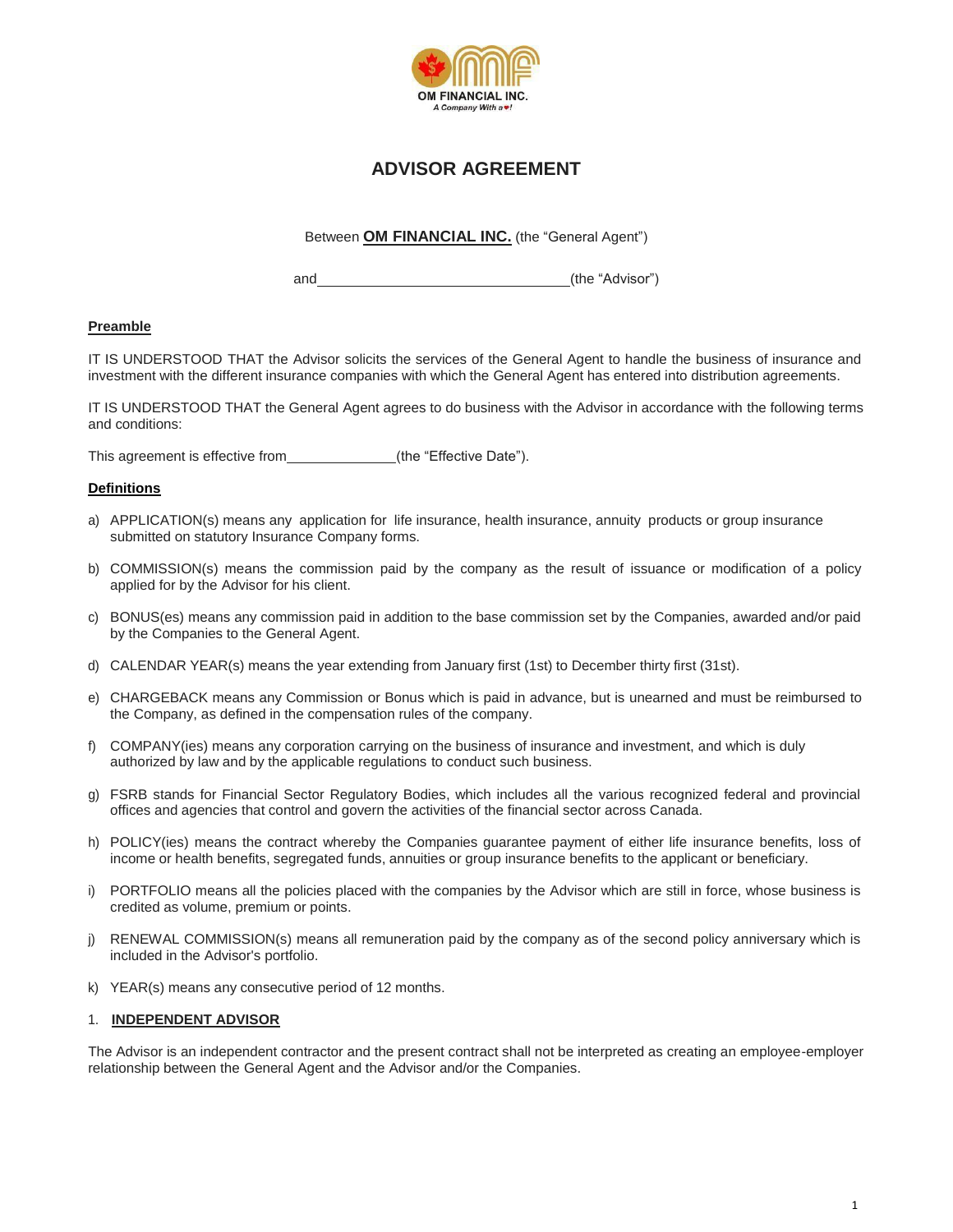OM FINANCIAL INC.
*A Company With a ♥!*

# ADVISOR AGREEMENT

Between **OM FINANCIAL INC.** (the "General Agent")

and ______________________________ (the "Advisor")

## Preamble

IT IS UNDERSTOOD THAT the Advisor solicits the services of the General Agent to handle the business of insurance and investment with the different insurance companies with which the General Agent has entered into distribution agreements.

IT IS UNDERSTOOD THAT the General Agent agrees to do business with the Advisor in accordance with the following terms and conditions:

This agreement is effective from ______________ (the "Effective Date").

## Definitions

a) APPLICATION(s) means any application for life insurance, health insurance, annuity products or group insurance submitted on statutory Insurance Company forms.

b) COMMISSION(s) means the commission paid by the company as the result of issuance or modification of a policy applied for by the Advisor for his client.

c) BONUS(es) means any commission paid in addition to the base commission set by the Companies, awarded and/or paid by the Companies to the General Agent.

d) CALENDAR YEAR(s) means the year extending from January first (1st) to December thirty first (31st).

e) CHARGEBACK means any Commission or Bonus which is paid in advance, but is unearned and must be reimbursed to the Company, as defined in the compensation rules of the company.

f) COMPANY(ies) means any corporation carrying on the business of insurance and investment, and which is duly authorized by law and by the applicable regulations to conduct such business.

g) FSRB stands for Financial Sector Regulatory Bodies, which includes all the various recognized federal and provincial offices and agencies that control and govern the activities of the financial sector across Canada.

h) POLICY(ies) means the contract whereby the Companies guarantee payment of either life insurance benefits, loss of income or health benefits, segregated funds, annuities or group insurance benefits to the applicant or beneficiary.

i) PORTFOLIO means all the policies placed with the companies by the Advisor which are still in force, whose business is credited as volume, premium or points.

j) RENEWAL COMMISSION(s) means all remuneration paid by the company as of the second policy anniversary which is included in the Advisor's portfolio.

k) YEAR(s) means any consecutive period of 12 months.

## 1. INDEPENDENT ADVISOR

The Advisor is an independent contractor and the present contract shall not be interpreted as creating an employee-employer relationship between the General Agent and the Advisor and/or the Companies.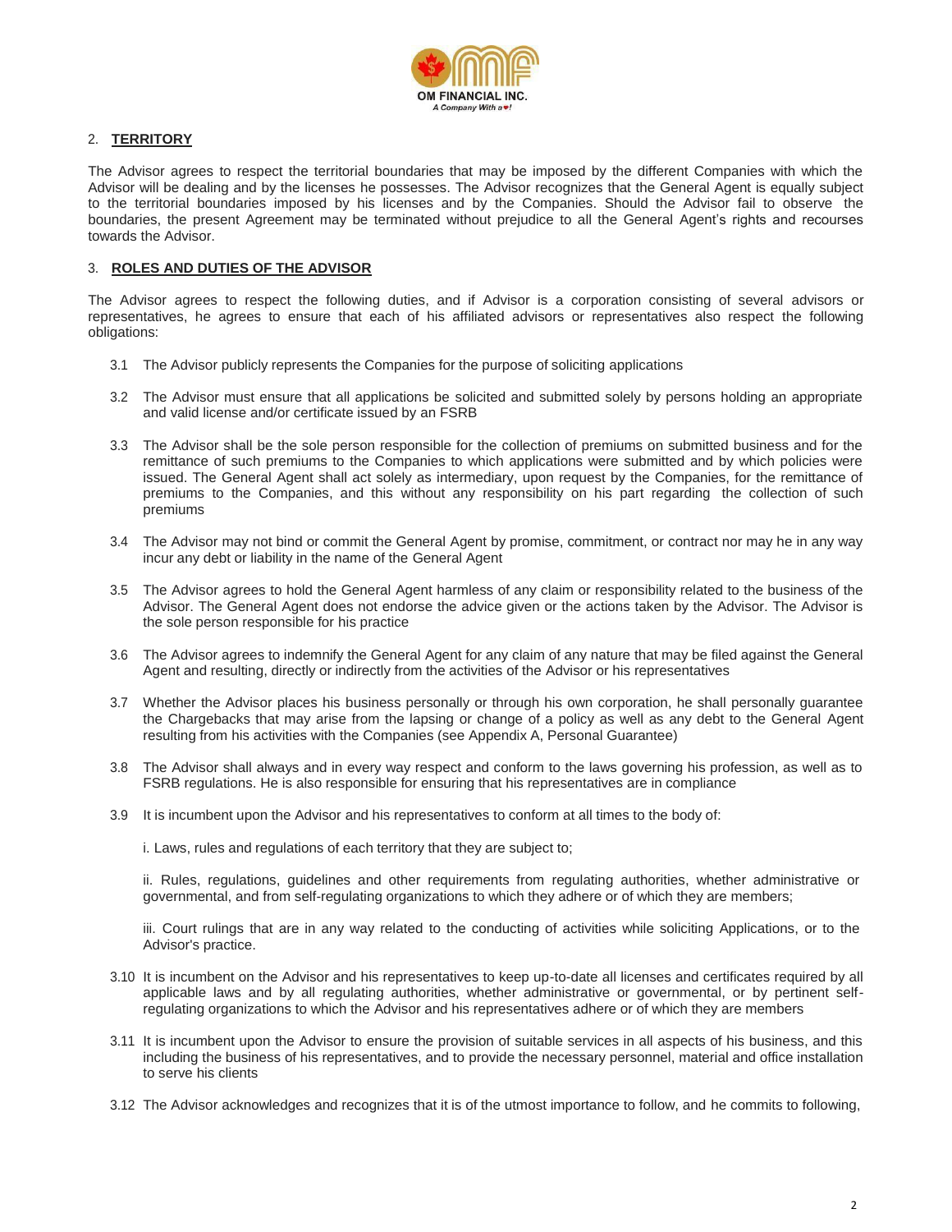## 2. **TERRITORY**

The Advisor agrees to respect the territorial boundaries that may be imposed by the different Companies with which the Advisor will be dealing and by the licenses he possesses. The Advisor recognizes that the General Agent is equally subject to the territorial boundaries imposed by his licenses and by the Companies. Should the Advisor fail to observe the boundaries, the present Agreement may be terminated without prejudice to all the General Agent's rights and recourses towards the Advisor.

## 3. **ROLES AND DUTIES OF THE ADVISOR**

The Advisor agrees to respect the following duties, and if Advisor is a corporation consisting of several advisors or representatives, he agrees to ensure that each of his affiliated advisors or representatives also respect the following obligations:

3.1 The Advisor publicly represents the Companies for the purpose of soliciting applications

3.2 The Advisor must ensure that all applications be solicited and submitted solely by persons holding an appropriate and valid license and/or certificate issued by an FSRB

3.3 The Advisor shall be the sole person responsible for the collection of premiums on submitted business and for the remittance of such premiums to the Companies to which applications were submitted and by which policies were issued. The General Agent shall act solely as intermediary, upon request by the Companies, for the remittance of premiums to the Companies, and this without any responsibility on his part regarding the collection of such premiums

3.4 The Advisor may not bind or commit the General Agent by promise, commitment, or contract nor may he in any way incur any debt or liability in the name of the General Agent

3.5 The Advisor agrees to hold the General Agent harmless of any claim or responsibility related to the business of the Advisor. The General Agent does not endorse the advice given or the actions taken by the Advisor. The Advisor is the sole person responsible for his practice

3.6 The Advisor agrees to indemnify the General Agent for any claim of any nature that may be filed against the General Agent and resulting, directly or indirectly from the activities of the Advisor or his representatives

3.7 Whether the Advisor places his business personally or through his own corporation, he shall personally guarantee the Chargebacks that may arise from the lapsing or change of a policy as well as any debt to the General Agent resulting from his activities with the Companies (see Appendix A, Personal Guarantee)

3.8 The Advisor shall always and in every way respect and conform to the laws governing his profession, as well as to FSRB regulations. He is also responsible for ensuring that his representatives are in compliance

3.9 It is incumbent upon the Advisor and his representatives to conform at all times to the body of:

i. Laws, rules and regulations of each territory that they are subject to;

ii. Rules, regulations, guidelines and other requirements from regulating authorities, whether administrative or governmental, and from self-regulating organizations to which they adhere or of which they are members;

iii. Court rulings that are in any way related to the conducting of activities while soliciting Applications, or to the Advisor's practice.

3.10 It is incumbent on the Advisor and his representatives to keep up-to-date all licenses and certificates required by all applicable laws and by all regulating authorities, whether administrative or governmental, or by pertinent self-regulating organizations to which the Advisor and his representatives adhere or of which they are members

3.11 It is incumbent upon the Advisor to ensure the provision of suitable services in all aspects of his business, and this including the business of his representatives, and to provide the necessary personnel, material and office installation to serve his clients

3.12 The Advisor acknowledges and recognizes that it is of the utmost importance to follow, and he commits to following,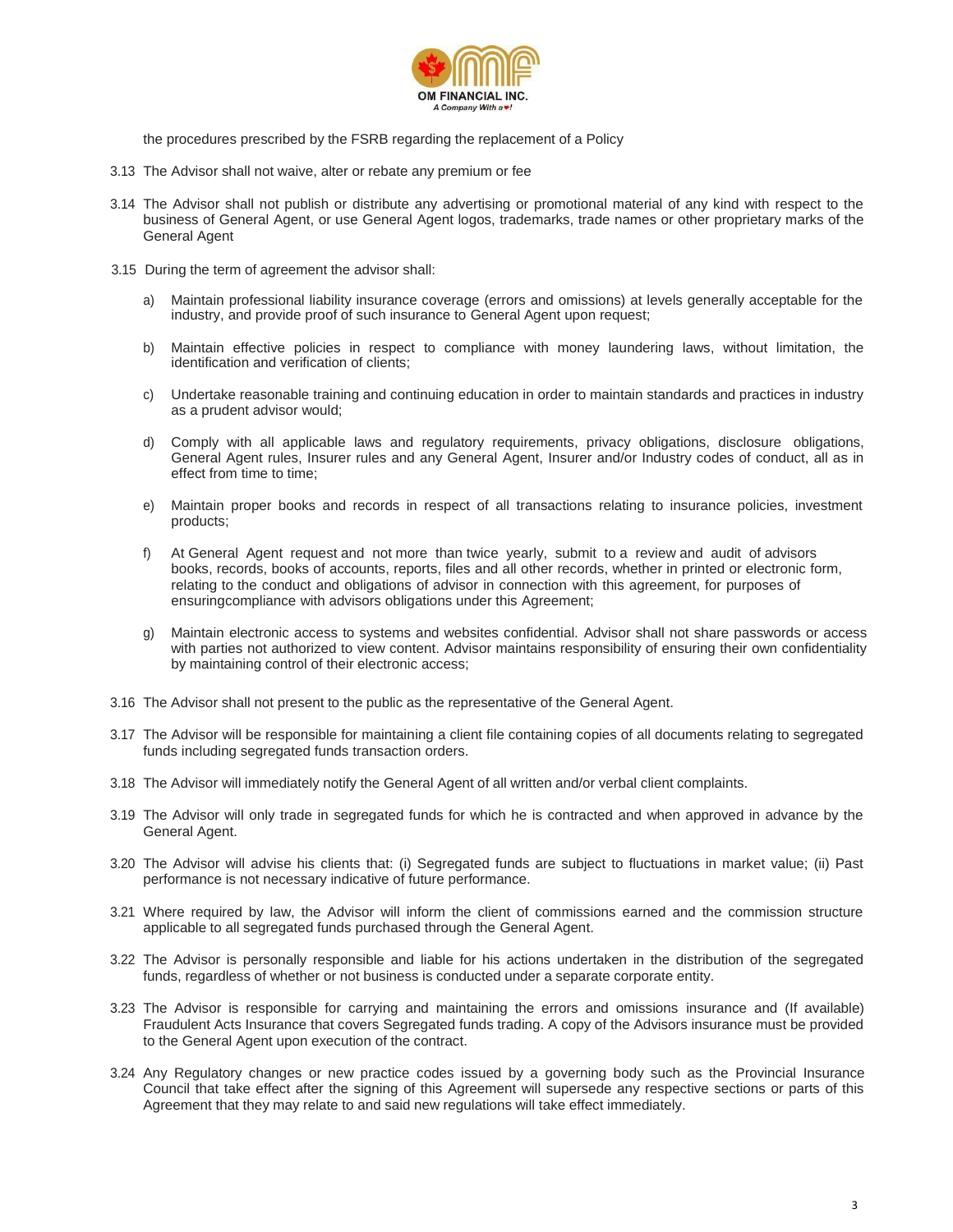the procedures prescribed by the FSRB regarding the replacement of a Policy

3.13 The Advisor shall not waive, alter or rebate any premium or fee

3.14 The Advisor shall not publish or distribute any advertising or promotional material of any kind with respect to the business of General Agent, or use General Agent logos, trademarks, trade names or other proprietary marks of the General Agent

3.15 During the term of agreement the advisor shall:

a) Maintain professional liability insurance coverage (errors and omissions) at levels generally acceptable for the industry, and provide proof of such insurance to General Agent upon request;

b) Maintain effective policies in respect to compliance with money laundering laws, without limitation, the identification and verification of clients;

c) Undertake reasonable training and continuing education in order to maintain standards and practices in industry as a prudent advisor would;

d) Comply with all applicable laws and regulatory requirements, privacy obligations, disclosure obligations, General Agent rules, Insurer rules and any General Agent, Insurer and/or Industry codes of conduct, all as in effect from time to time;

e) Maintain proper books and records in respect of all transactions relating to insurance policies, investment products;

f) At General Agent request and not more than twice yearly, submit to a review and audit of advisors books, records, books of accounts, reports, files and all other records, whether in printed or electronic form, relating to the conduct and obligations of advisor in connection with this agreement, for purposes of ensuringcompliance with advisors obligations under this Agreement;

g) Maintain electronic access to systems and websites confidential. Advisor shall not share passwords or access with parties not authorized to view content. Advisor maintains responsibility of ensuring their own confidentiality by maintaining control of their electronic access;

3.16 The Advisor shall not present to the public as the representative of the General Agent.

3.17 The Advisor will be responsible for maintaining a client file containing copies of all documents relating to segregated funds including segregated funds transaction orders.

3.18 The Advisor will immediately notify the General Agent of all written and/or verbal client complaints.

3.19 The Advisor will only trade in segregated funds for which he is contracted and when approved in advance by the General Agent.

3.20 The Advisor will advise his clients that: (i) Segregated funds are subject to fluctuations in market value; (ii) Past performance is not necessary indicative of future performance.

3.21 Where required by law, the Advisor will inform the client of commissions earned and the commission structure applicable to all segregated funds purchased through the General Agent.

3.22 The Advisor is personally responsible and liable for his actions undertaken in the distribution of the segregated funds, regardless of whether or not business is conducted under a separate corporate entity.

3.23 The Advisor is responsible for carrying and maintaining the errors and omissions insurance and (If available) Fraudulent Acts Insurance that covers Segregated funds trading. A copy of the Advisors insurance must be provided to the General Agent upon execution of the contract.

3.24 Any Regulatory changes or new practice codes issued by a governing body such as the Provincial Insurance Council that take effect after the signing of this Agreement will supersede any respective sections or parts of this Agreement that they may relate to and said new regulations will take effect immediately.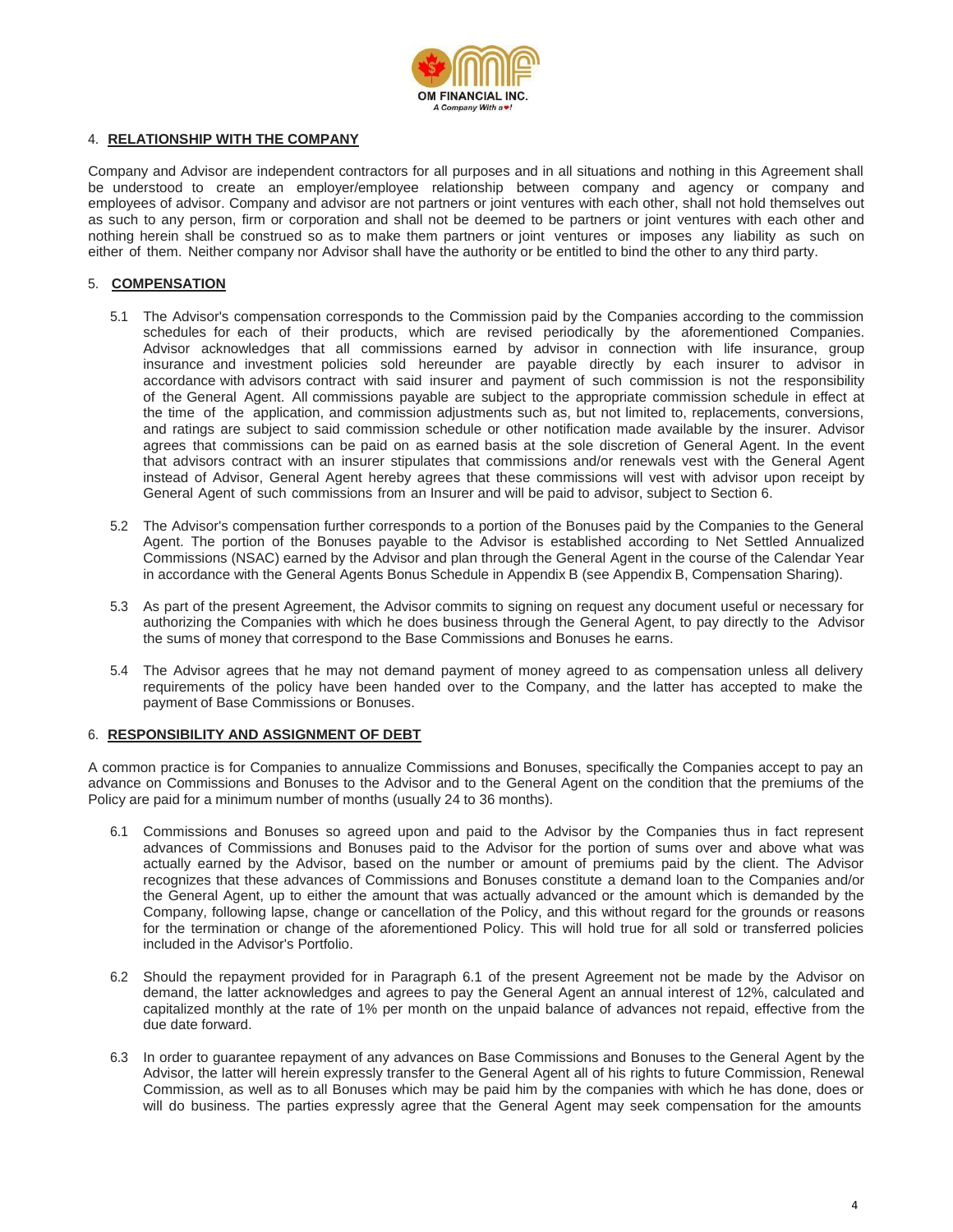## 4. **RELATIONSHIP WITH THE COMPANY**

Company and Advisor are independent contractors for all purposes and in all situations and nothing in this Agreement shall be understood to create an employer/employee relationship between company and agency or company and employees of advisor. Company and advisor are not partners or joint ventures with each other, shall not hold themselves out as such to any person, firm or corporation and shall not be deemed to be partners or joint ventures with each other and nothing herein shall be construed so as to make them partners or joint ventures or imposes any liability as such on either of them. Neither company nor Advisor shall have the authority or be entitled to bind the other to any third party.

## 5. **COMPENSATION**

5.1 The Advisor's compensation corresponds to the Commission paid by the Companies according to the commission schedules for each of their products, which are revised periodically by the aforementioned Companies. Advisor acknowledges that all commissions earned by advisor in connection with life insurance, group insurance and investment policies sold hereunder are payable directly by each insurer to advisor in accordance with advisors contract with said insurer and payment of such commission is not the responsibility of the General Agent. All commissions payable are subject to the appropriate commission schedule in effect at the time of the application, and commission adjustments such as, but not limited to, replacements, conversions, and ratings are subject to said commission schedule or other notification made available by the insurer. Advisor agrees that commissions can be paid on as earned basis at the sole discretion of General Agent. In the event that advisors contract with an insurer stipulates that commissions and/or renewals vest with the General Agent instead of Advisor, General Agent hereby agrees that these commissions will vest with advisor upon receipt by General Agent of such commissions from an Insurer and will be paid to advisor, subject to Section 6.

5.2 The Advisor's compensation further corresponds to a portion of the Bonuses paid by the Companies to the General Agent. The portion of the Bonuses payable to the Advisor is established according to Net Settled Annualized Commissions (NSAC) earned by the Advisor and plan through the General Agent in the course of the Calendar Year in accordance with the General Agents Bonus Schedule in Appendix B (see Appendix B, Compensation Sharing).

5.3 As part of the present Agreement, the Advisor commits to signing on request any document useful or necessary for authorizing the Companies with which he does business through the General Agent, to pay directly to the Advisor the sums of money that correspond to the Base Commissions and Bonuses he earns.

5.4 The Advisor agrees that he may not demand payment of money agreed to as compensation unless all delivery requirements of the policy have been handed over to the Company, and the latter has accepted to make the payment of Base Commissions or Bonuses.

## 6. **RESPONSIBILITY AND ASSIGNMENT OF DEBT**

A common practice is for Companies to annualize Commissions and Bonuses, specifically the Companies accept to pay an advance on Commissions and Bonuses to the Advisor and to the General Agent on the condition that the premiums of the Policy are paid for a minimum number of months (usually 24 to 36 months).

6.1 Commissions and Bonuses so agreed upon and paid to the Advisor by the Companies thus in fact represent advances of Commissions and Bonuses paid to the Advisor for the portion of sums over and above what was actually earned by the Advisor, based on the number or amount of premiums paid by the client. The Advisor recognizes that these advances of Commissions and Bonuses constitute a demand loan to the Companies and/or the General Agent, up to either the amount that was actually advanced or the amount which is demanded by the Company, following lapse, change or cancellation of the Policy, and this without regard for the grounds or reasons for the termination or change of the aforementioned Policy. This will hold true for all sold or transferred policies included in the Advisor's Portfolio.

6.2 Should the repayment provided for in Paragraph 6.1 of the present Agreement not be made by the Advisor on demand, the latter acknowledges and agrees to pay the General Agent an annual interest of 12%, calculated and capitalized monthly at the rate of 1% per month on the unpaid balance of advances not repaid, effective from the due date forward.

6.3 In order to guarantee repayment of any advances on Base Commissions and Bonuses to the General Agent by the Advisor, the latter will herein expressly transfer to the General Agent all of his rights to future Commission, Renewal Commission, as well as to all Bonuses which may be paid him by the companies with which he has done, does or will do business. The parties expressly agree that the General Agent may seek compensation for the amounts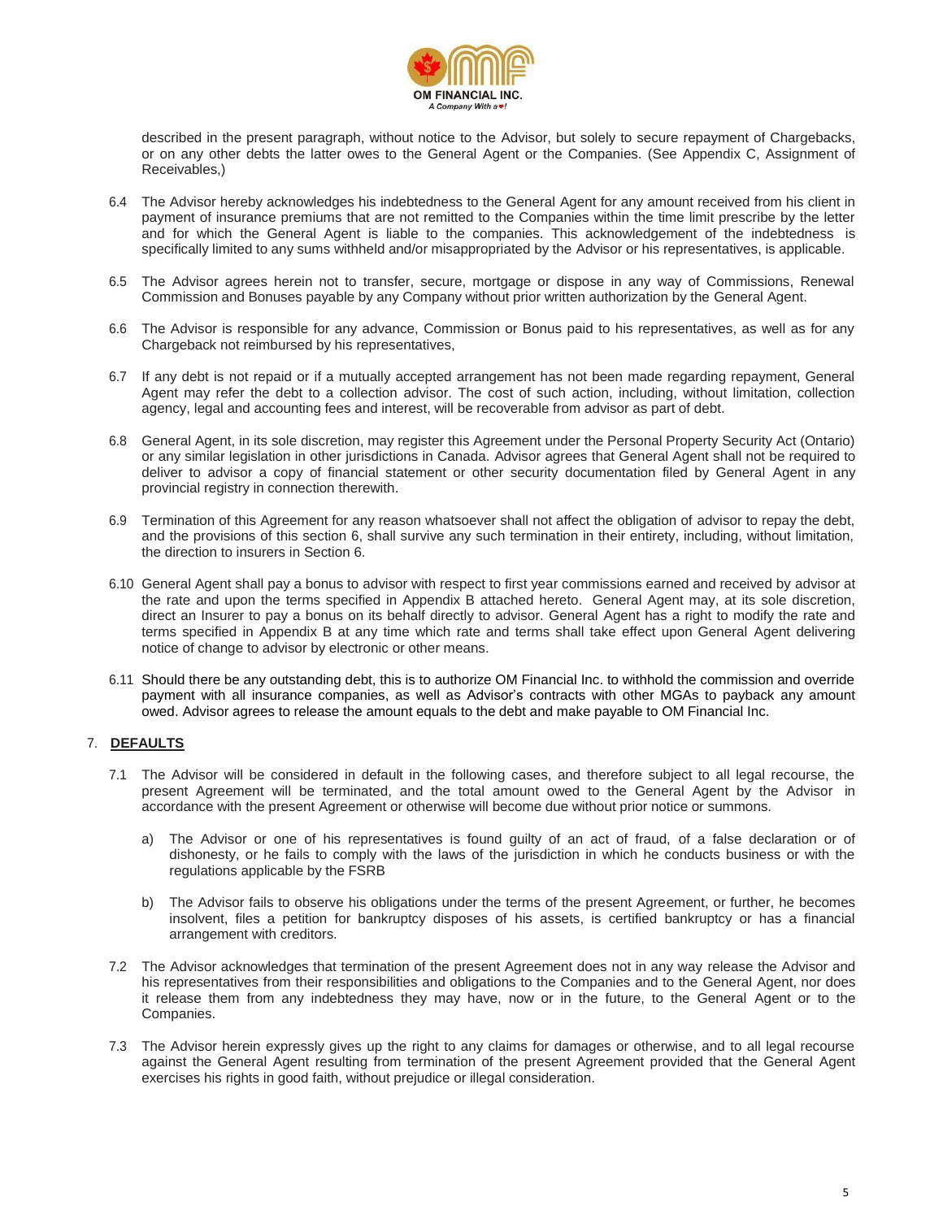described in the present paragraph, without notice to the Advisor, but solely to secure repayment of Chargebacks, or on any other debts the latter owes to the General Agent or the Companies. (See Appendix C, Assignment of Receivables,)

6.4 The Advisor hereby acknowledges his indebtedness to the General Agent for any amount received from his client in payment of insurance premiums that are not remitted to the Companies within the time limit prescribe by the letter and for which the General Agent is liable to the companies. This acknowledgement of the indebtedness is specifically limited to any sums withheld and/or misappropriated by the Advisor or his representatives, is applicable.

6.5 The Advisor agrees herein not to transfer, secure, mortgage or dispose in any way of Commissions, Renewal Commission and Bonuses payable by any Company without prior written authorization by the General Agent.

6.6 The Advisor is responsible for any advance, Commission or Bonus paid to his representatives, as well as for any Chargeback not reimbursed by his representatives,

6.7 If any debt is not repaid or if a mutually accepted arrangement has not been made regarding repayment, General Agent may refer the debt to a collection advisor. The cost of such action, including, without limitation, collection agency, legal and accounting fees and interest, will be recoverable from advisor as part of debt.

6.8 General Agent, in its sole discretion, may register this Agreement under the Personal Property Security Act (Ontario) or any similar legislation in other jurisdictions in Canada. Advisor agrees that General shall not be required to deliver to advisor a copy of financial statement or other security documentation filed by General Agent in any provincial registry in connection therewith.

6.9 Termination of this Agreement for any reason whatsoever shall not affect the obligation of advisor to repay the debt, and the provisions of this section 6, shall survive any such termination in their entirety, including, without limitation, the direction to insurers in Section 6.

6.10 General Agent shall pay a bonus to advisor with respect to first year commissions earned and received by advisor at the rate and upon the terms specified in Appendix B attached hereto. General Agent may, at its sole discretion, direct an Insurer to pay a bonus on its behalf directly to advisor. General Agent has a right to modify the rate and terms specified in Appendix B at any time which rate and terms shall take effect upon General Agent delivering notice of change to advisor by electronic or other means.

6.11 Should there be any outstanding debt, this is to authorize OM Financial Inc. to withhold the commission and override payment with all insurance companies, as well as Advisor's contracts with other MGAs to payback any amount owed. Advisor agrees to release the amount equals to the debt and make payable to OM Financial Inc.

## 7. DEFAULTS

7.1 The Advisor will be considered in default in the following cases, and therefore subject to all legal recourse, the present Agreement will be terminated, and the total amount owed to the General Agent by the Advisor in accordance with the present Agreement or otherwise will become due without prior notice or summons.

a) The Advisor or one of his representatives is found guilty of an act of fraud, of a false declaration or of dishonesty, or he fails to comply with the laws of the jurisdiction in which he conducts business or with the regulations applicable by the FSRB

b) The Advisor fails to observe his obligations under the terms of the present Agreement, or further, he becomes insolvent, files a petition for bankruptcy disposes of his assets, is certified bankruptcy or has a financial arrangement with creditors.

7.2 The Advisor acknowledges that termination of the present Agreement does not in any way release the Advisor and his representatives from their responsibilities and obligations to the Companies and to the General Agent, nor does it release them from any indebtedness they may have, now or in the future, to the General Agent or to the Companies.

7.3 The Advisor herein expressly gives up the right to any claims for damages or otherwise, and to all legal recourse against the General Agent resulting from termination of the present Agreement provided that the General Agent exercises his rights in good faith, without prejudice or illegal consideration.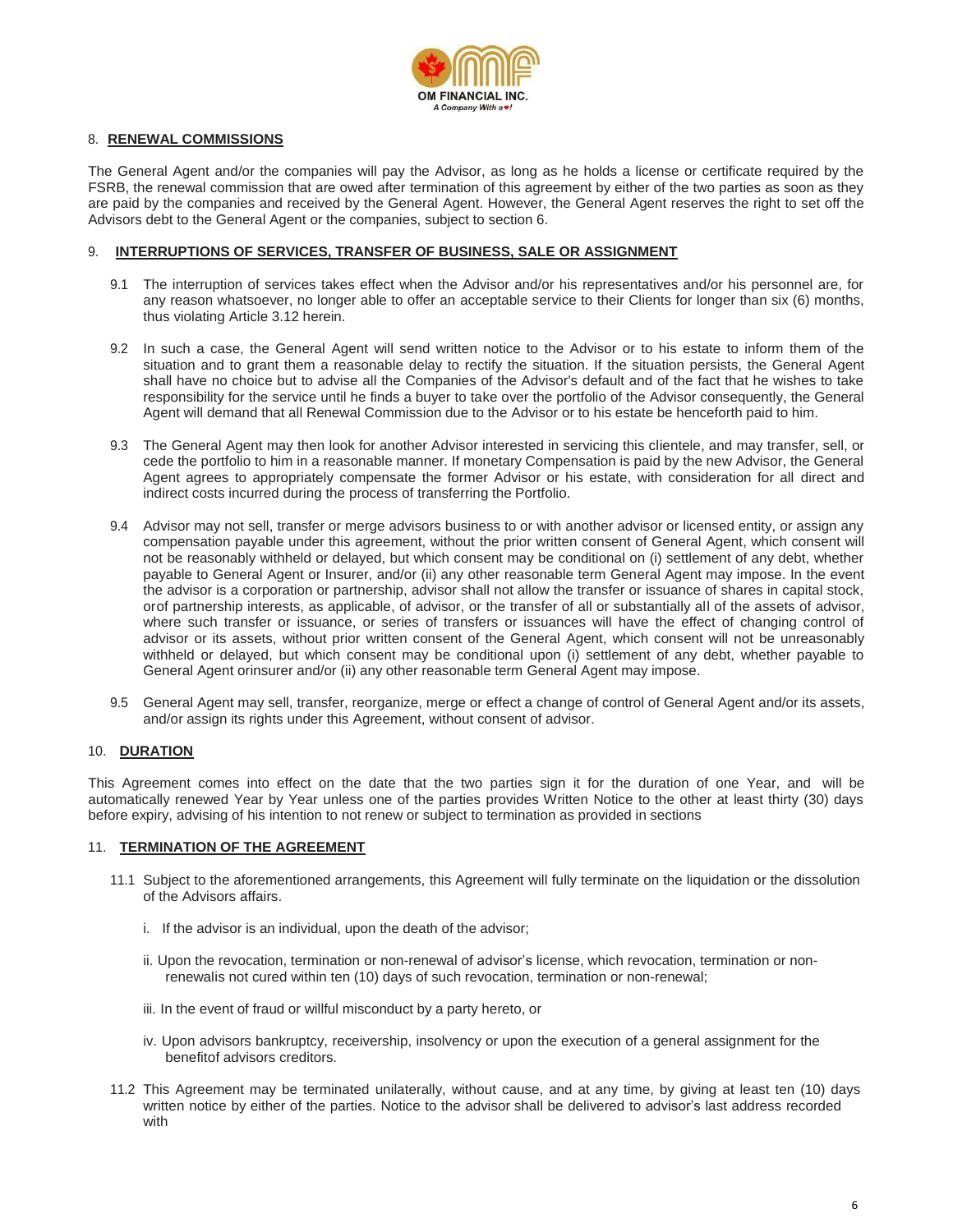## 8. **RENEWAL COMMISSIONS**

The General Agent and/or the companies will pay the Advisor, as long as he holds a license or certificate required by the FSRB, the renewal commission that are owed after termination of this agreement by either of the two parties as soon as they are paid by the companies and received by the General Agent. However, the General Agent reserves the right to set off the Advisors debt to the General Agent or the companies, subject to section 6.

## 9. **INTERRUPTIONS OF SERVICES, TRANSFER OF BUSINESS, SALE OR ASSIGNMENT**

9.1 The interruption of services takes effect when the Advisor and/or his representatives and/or his personnel are, for any reason whatsoever, no longer able to offer an acceptable service to their Clients for longer than six (6) months, thus violating Article 3.12 herein.

9.2 In such a case, the General Agent will send written notice to the Advisor or to his estate to inform them of the situation and to grant them a reasonable delay to rectify the situation. If the situation persists, the General Agent shall have no choice but to advise all the Companies of the Advisor's default and of the fact that he wishes to take responsibility for the service until he finds a buyer to take over the portfolio of the Advisor consequently, the General Agent will demand that all Renewal Commission due to the Advisor or to his estate be henceforth paid to him.

9.3 The General Agent may then look for another Advisor interested in servicing this clientele, and may transfer, sell, or cede the portfolio to him in a reasonable manner. If monetary Compensation is paid by the new Advisor, the General Agent agrees to appropriately compensate the former Advisor or his estate, with consideration for all direct and indirect costs incurred during the process of transferring the Portfolio.

9.4 Advisor may not sell, transfer or merge advisors business to or with another advisor or licensed entity, or assign any compensation payable under this agreement, without the prior written consent of General Agent, which consent will not be reasonably withheld or delayed, but which consent may be conditional on (i) settlement of any debt, whether payable to General Agent or Insurer, and/or (ii) any other reasonable term General Agent may impose. In the event the advisor is a corporation or partnership, advisor shall not allow the transfer or issuance of shares in capital stock, orof partnership interests, as applicable, of advisor, or the transfer of all or substantially all of the assets of advisor, where such transfer or issuance, or series of transfers or issuances will have the effect of changing control of advisor or its assets, without prior written consent of the General Agent, which consent will not be unreasonably withheld or delayed, but which consent may be conditional upon (i) settlement of any debt, whether payable to General Agent orinsurer and/or (ii) any other reasonable term General Agent may impose.

9.5 General Agent may sell, transfer, reorganize, merge or effect a change of control of General Agent and/or its assets, and/or assign its rights under this Agreement, without consent of advisor.

## 10. **DURATION**

This Agreement comes into effect on the date that the two parties sign it for the duration of one Year, and will be automatically renewed Year by Year unless one of the parties provides Written Notice to the other at least thirty (30) days before expiry, advising of his intention to not renew or subject to termination as provided in sections

## 11. **TERMINATION OF THE AGREEMENT**

11.1 Subject to the aforementioned arrangements, this Agreement will fully terminate on the liquidation or the dissolution of the Advisors affairs.

i. If the advisor is an individual, upon the death of the advisor;

ii. Upon the revocation, termination or non-renewal of advisor's license, which revocation, termination or non-renewalis not cured within ten (10) days of such revocation, termination or non-renewal;

iii. In the event of fraud or willful misconduct by a party hereto, or

iv. Upon advisors bankruptcy, receivership, insolvency or upon the execution of a general assignment for the benefitof advisors creditors.

11.2 This Agreement may be terminated unilaterally, without cause, and at any time, by giving at least ten (10) days written notice by either of the parties. Notice to the advisor shall be delivered to advisor's last address recorded with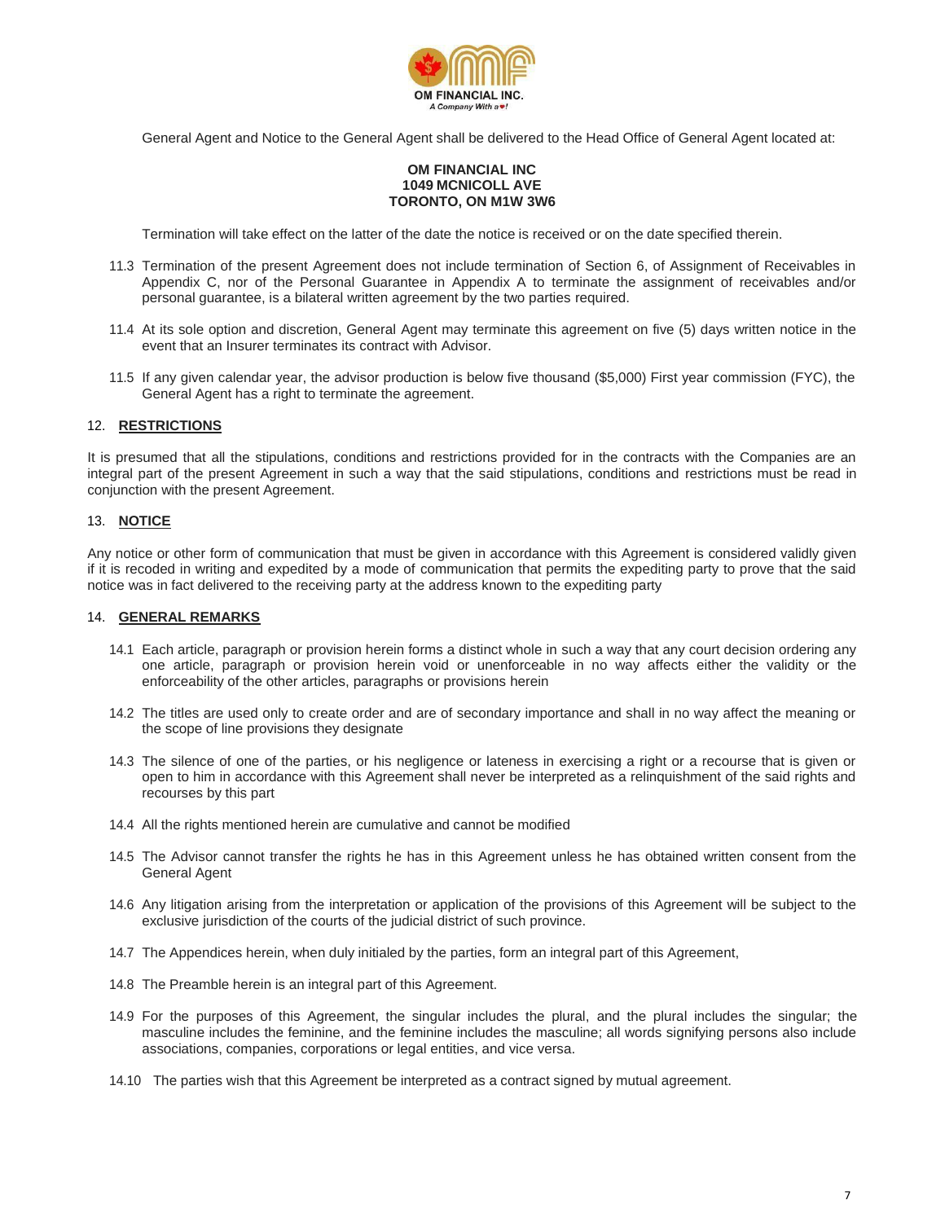General Agent and Notice to the General Agent shall be delivered to the Head Office of General Agent located at:

**OM FINANCIAL INC**
**1049 MCNICOLL AVE**
**TORONTO, ON M1W 3W6**

Termination will take effect on the latter of the date the notice is received or on the date specified therein.

11.3 Termination of the present Agreement does not include termination of Section 6, of Assignment of Receivables in Appendix C, nor of the Personal Guarantee in Appendix A to terminate the assignment of receivables and/or personal guarantee, is a bilateral written agreement by the two parties required.

11.4 At its sole option and discretion, General Agent may terminate this agreement on five (5) days written notice in the event that an Insurer terminates its contract with Advisor.

11.5 If any given calendar year, the advisor production is below five thousand ($5,000) First year commission (FYC), the General Agent has a right to terminate the agreement.

## 12. RESTRICTIONS

It is presumed that all the stipulations, conditions and restrictions provided for in the contracts with the Companies are an integral part of the present Agreement in such a way that the said stipulations, conditions and restrictions must be read in conjunction with the present Agreement.

## 13. NOTICE

Any notice or other form of communication that must be given in accordance with this Agreement is considered validly given if it is recoded in writing and expedited by a mode of communication that permits the expediting party to prove that the said notice was in fact delivered to the receiving party at the address known to the expediting party

## 14. GENERAL REMARKS

14.1 Each article, paragraph or provision herein forms a distinct whole in such a way that any court decision ordering any one article, paragraph or provision herein void or unenforceable in no way affects either the validity or the enforceability of the other articles, paragraphs or provisions herein

14.2 The titles are used only to create order and are of secondary importance and shall in no way affect the meaning or the scope of line provisions they designate

14.3 The silence of one of the parties, or his negligence or lateness in exercising a right or a recourse that is given or open to him in accordance with this Agreement shall never be interpreted as a relinquishment of the said rights and recourses by this part

14.4 All the rights mentioned herein are cumulative and cannot be modified

14.5 The Advisor cannot transfer the rights he has in this Agreement unless he has obtained written consent from the General Agent

14.6 Any litigation arising from the interpretation or application of the provisions of this Agreement will be subject to the exclusive jurisdiction of the courts of the judicial district of such province.

14.7 The Appendices herein, when duly initialed by the parties, form an integral part of this Agreement,

14.8 The Preamble herein is an integral part of this Agreement.

14.9 For the purposes of this Agreement, the singular includes the plural, and the plural includes the singular; the masculine includes the feminine, and the feminine includes the masculine; all words signifying persons also include associations, companies, corporations or legal entities, and vice versa.

14.10 The parties wish that this Agreement be interpreted as a contract signed by mutual agreement.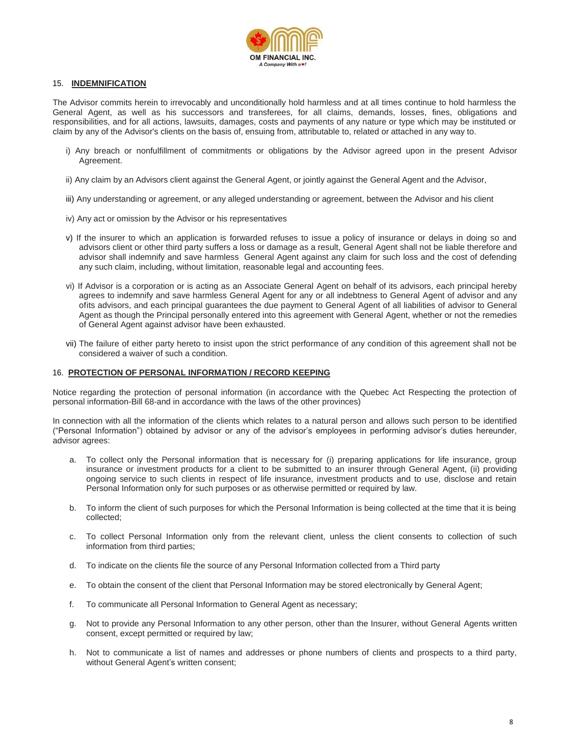## 15. **INDEMNIFICATION**

The Advisor commits herein to irrevocably and unconditionally hold harmless and at all times continue to hold harmless the General Agent, as well as his successors and transferees, for all claims, demands, losses, fines, obligations and responsibilities, and for all actions, lawsuits, damages, costs and payments of any nature or type which may be instituted or claim by any of the Advisor's clients on the basis of, ensuing from, attributable to, related or attached in any way to.

i) Any breach or nonfulfillment of commitments or obligations by the Advisor agreed upon in the present Advisor Agreement.

ii) Any claim by an Advisors client against the General Agent, or jointly against the General Agent and the Advisor,

iii) Any understanding or agreement, or any alleged understanding or agreement, between the Advisor and his client

iv) Any act or omission by the Advisor or his representatives

v) If the insurer to which an application is forwarded refuses to issue a policy of insurance or delays in doing so and advisors client or other third party suffers a loss or damage as a result, General Agent shall not be liable therefore and advisor shall indemnify and save harmless General Agent against any claim for such loss and the cost of defending any such claim, including, without limitation, reasonable legal and accounting fees.

vi) If Advisor is a corporation or is acting as an Associate General Agent on behalf of its advisors, each principal hereby agrees to indemnify and save harmless General Agent for any or all indebtness to General Agent of advisor and any ofits advisors, and each principal guarantees the due payment to General Agent of all liabilities of advisor to General Agent as though the Principal personally entered into this agreement with General Agent, whether or not the remedies of General Agent against advisor have been exhausted.

vii) The failure of either party hereto to insist upon the strict performance of any condition of this agreement shall not be considered a waiver of such a condition.

## 16. **PROTECTION OF PERSONAL INFORMATION / RECORD KEEPING**

Notice regarding the protection of personal information (in accordance with the Quebec Act Respecting the protection of personal information-Bill 68-and in accordance with the laws of the other provinces)

In connection with all the information of the clients which relates to a natural person and allows such person to be identified ("Personal Information") obtained by advisor or any of the advisor's employees in performing advisor's duties hereunder, advisor agrees:

a. To collect only the Personal information that is necessary for (i) preparing applications for life insurance, group insurance or investment products for a client to be submitted to an insurer through General Agent, (ii) providing ongoing service to such clients in respect of life insurance, investment products and to use, disclose and retain Personal Information only for such purposes or as otherwise permitted or required by law.

b. To inform the client of such purposes for which the Personal Information is being collected at the time that it is being collected;

c. To collect Personal Information only from the relevant client, unless the client consents to collection of such information from third parties;

d. To indicate on the clients file the source of any Personal Information collected from a Third party

e. To obtain the consent of the client that Personal Information may be stored electronically by General Agent;

f. To communicate all Personal Information to General Agent as necessary;

g. Not to provide any Personal Information to any other person, other than the Insurer, without General Agents written consent, except permitted or required by law;

h. Not to communicate a list of names and addresses or phone numbers of clients and prospects to a third party, without General Agent's written consent;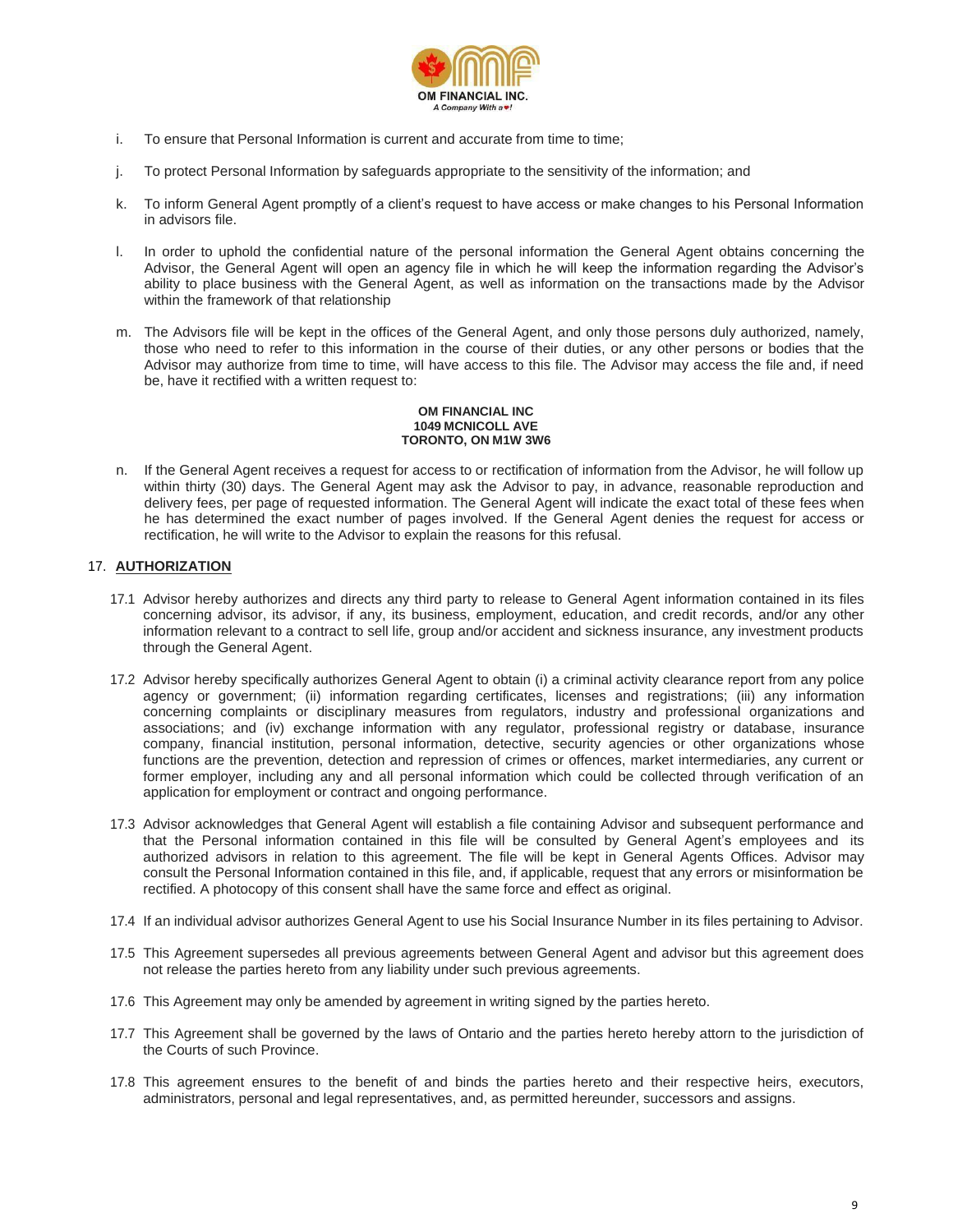i. To ensure that Personal Information is current and accurate from time to time;

j. To protect Personal Information by safeguards appropriate to the sensitivity of the information; and

k. To inform General Agent promptly of a client's request to have access or make changes to his Personal Information in advisors file.

l. In order to uphold the confidential nature of the personal information the General Agent obtains concerning the Advisor, the General Agent will open an agency file in which he will keep the information regarding the Advisor's ability to place business with the General Agent, as well as information on the transactions made by the Advisor within the framework of that relationship

m. The Advisors file will be kept in the offices of the General Agent, and only those persons duly authorized, namely, those who need to refer to this information in the course of their duties, or any other persons or bodies that the Advisor may authorize from time to time, will have access to this file. The Advisor may access the file and, if need be, have it rectified with a written request to:

**OM FINANCIAL INC**
**1049 MCNICOLL AVE**
**TORONTO, ON M1W 3W6**

n. If the General Agent receives a request for access to or rectification of information from the Advisor, he will follow up within thirty (30) days. The General Agent may ask the Advisor to pay, in advance, reasonable reproduction and delivery fees, per page of requested information. The General Agent will indicate the exact total of these fees when he has determined the exact number of pages involved. If the General Agent denies the request for access or rectification, he will write to the Advisor to explain the reasons for this refusal.

## 17. AUTHORIZATION

17.1 Advisor hereby authorizes and directs any third party to release to General Agent information contained in its files concerning advisor, its advisor, if any, its business, employment, education, and credit records, and/or any other information relevant to a contract to sell life, group and/or accident and sickness insurance, any investment products through the General Agent.

17.2 Advisor hereby specifically authorizes General Agent to obtain (i) a criminal activity clearance report from any police agency or government; (ii) information regarding certificates, licenses and registrations; (iii) any information concerning complaints or disciplinary measures from regulators, industry and professional organizations and associations; and (iv) exchange information with any regulator, professional registry or database, insurance company, financial institution, personal information, detective, security agencies or other organizations whose functions are the prevention, detection and repression of crimes or offences, market intermediaries, any current or former employer, including any and all personal information which could be collected through verification of an application for employment or contract and ongoing performance.

17.3 Advisor acknowledges that General Agent will establish a file containing Advisor and subsequent performance and that the Personal information contained in this file will be consulted by General Agent's employees and its authorized advisors in relation to this agreement. The file will be kept in General Agents Offices. Advisor may consult the Personal Information contained in this file, and, if applicable, request that any errors or misinformation be rectified. A photocopy of this consent shall have the same force and effect as original.

17.4 If an individual advisor authorizes General Agent to use his Social Insurance Number in its files pertaining to Advisor.

17.5 This Agreement supersedes all previous agreements between General Agent and advisor but this agreement does not release the parties hereto from any liability under such previous agreements.

17.6 This Agreement may only be amended by agreement in writing signed by the parties hereto.

17.7 This Agreement shall be governed by the laws of Ontario and the parties hereto hereby attorn to the jurisdiction of the Courts of such Province.

17.8 This agreement ensures to the benefit of and binds the parties hereto and their respective heirs, executors, administrators, personal and legal representatives, and, as permitted hereunder, successors and assigns.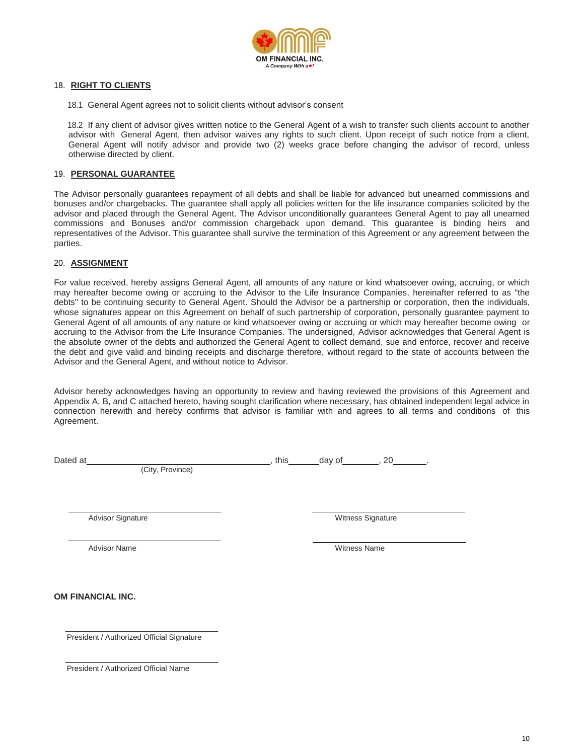## 18. RIGHT TO CLIENTS

18.1 General Agent agrees not to solicit clients without advisor's consent

18.2 If any client of advisor gives written notice to the General Agent of a wish to transfer such clients account to another advisor with General Agent, then advisor waives any rights to such client. Upon receipt of such notice from a client, General Agent will notify advisor and provide two (2) weeks grace before changing the advisor of record, unless otherwise directed by client.

## 19. PERSONAL GUARANTEE

The Advisor personally guarantees repayment of all debts and shall be liable for advanced but unearned commissions and bonuses and/or chargebacks. The guarantee shall apply all policies written for the life insurance companies solicited by the advisor and placed through the General Agent. The Advisor unconditionally guarantees General Agent to pay all unearned commissions and Bonuses and/or commission chargeback upon demand. This guarantee is binding heirs and representatives of the Advisor. This guarantee shall survive the termination of this Agreement or any agreement between the parties.

## 20. ASSIGNMENT

For value received, hereby assigns General Agent, all amounts of any nature or kind whatsoever owing, accruing, or which may hereafter become owing or accruing to the Advisor to the Life Insurance Companies, hereinafter referred to as "the debts" to be continuing security to General Agent. Should the Advisor be a partnership or corporation, then the individuals, whose signatures appear on this Agreement on behalf of such partnership of corporation, personally guarantee payment to General Agent of all amounts of any nature or kind whatsoever owing or accruing or which may hereafter become owing or accruing to the Advisor from the Life Insurance Companies. The undersigned, Advisor acknowledges that General Agent is the absolute owner of the debts and authorized the General Agent to collect demand, sue and enforce, recover and receive the debt and give valid and binding receipts and discharge therefore, without regard to the state of accounts between the Advisor and the General Agent, and without notice to Advisor.

Advisor hereby acknowledges having an opportunity to review and having reviewed the provisions of this Agreement and Appendix A, B, and C attached hereto, having sought clarification where necessary, has obtained independent legal advice in connection herewith and hereby confirms that advisor is familiar with and agrees to all terms and conditions of this Agreement.

Dated at ______________________________, this ______ day of ________, 20_______.
(City, Province)

______________________________ ______________________________
Advisor Signature Witness Signature

______________________________ ______________________________
Advisor Name Witness Name

**OM FINANCIAL INC.**

______________________________
President / Authorized Official Signature

______________________________
President / Authorized Official Name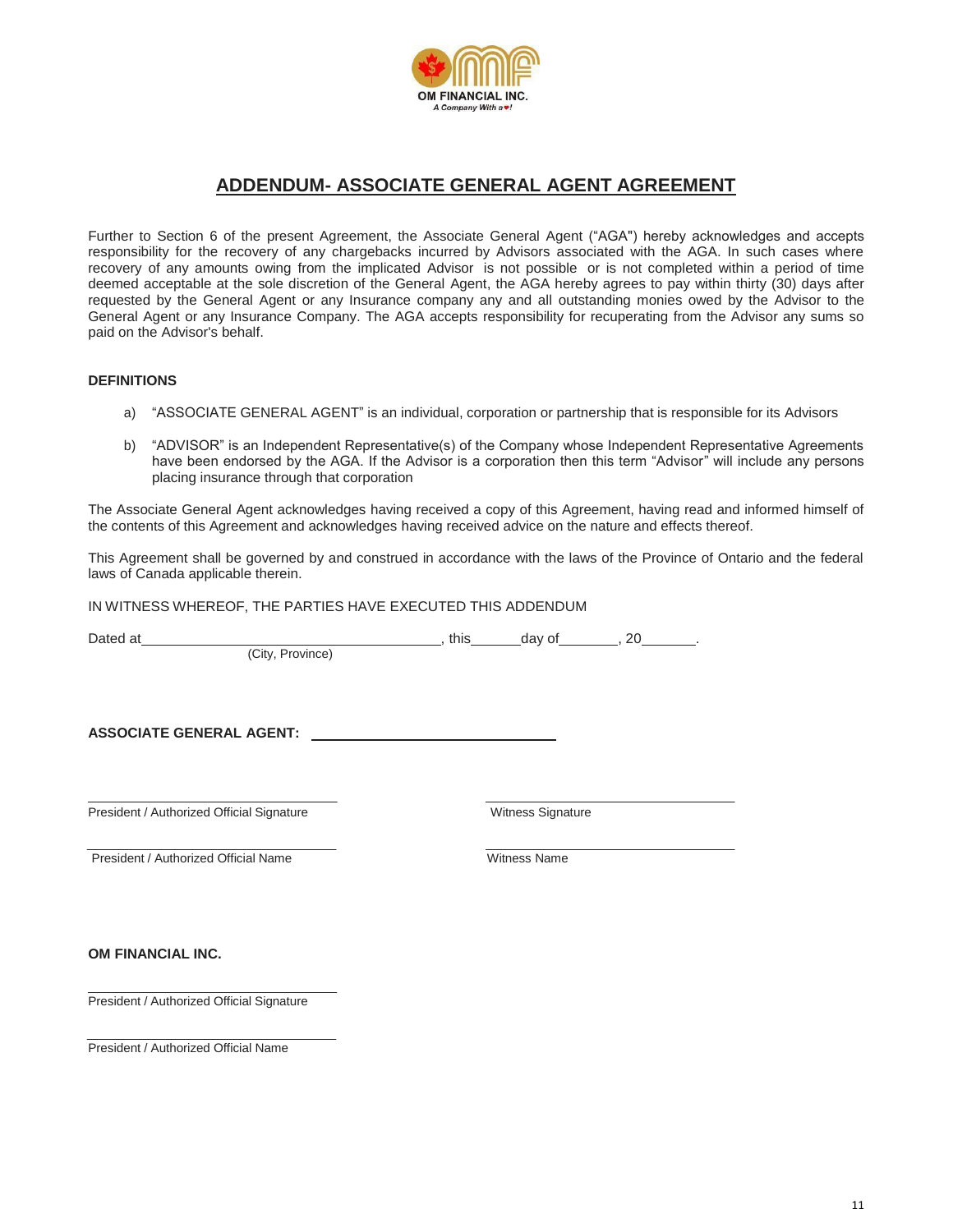OM FINANCIAL INC.
*A Company With a ♥!*

# ADDENDUM- ASSOCIATE GENERAL AGENT AGREEMENT

Further to Section 6 of the present Agreement, the Associate General Agent ("AGA") hereby acknowledges and accepts responsibility for the recovery of any chargebacks incurred by Advisors associated with the AGA. In such cases where recovery of any amounts owing from the implicated Advisor is not possible or is not completed within a period of time deemed acceptable at the sole discretion of the General Agent, the AGA hereby agrees to pay within thirty (30) days after requested by the General Agent or any Insurance company any and all outstanding monies owed by the Advisor to the General Agent or any Insurance Company. The AGA accepts responsibility for recuperating from the Advisor any sums so paid on the Advisor's behalf.

**DEFINITIONS**

a) "ASSOCIATE GENERAL AGENT" is an individual, corporation or partnership that is responsible for its Advisors

b) "ADVISOR" is an Independent Representative(s) of the Company whose Independent Representative Agreements have been endorsed by the AGA. If the Advisor is a corporation then this term "Advisor" will include any persons placing insurance through that corporation

The Associate General Agent acknowledges having received a copy of this Agreement, having read and informed himself of the contents of this Agreement and acknowledges having received advice on the nature and effects thereof.

This Agreement shall be governed by and construed in accordance with the laws of the Province of Ontario and the federal laws of Canada applicable therein.

IN WITNESS WHEREOF, THE PARTIES HAVE EXECUTED THIS ADDENDUM

Dated at________________________________________, this______day of________, 20_______.
(City, Province)

**ASSOCIATE GENERAL AGENT:** ________________________________

________________________________
President / Authorized Official Signature

________________________________
President / Authorized Official Name

________________________________
Witness Signature

________________________________
Witness Name

**OM FINANCIAL INC.**

________________________________
President / Authorized Official Signature

________________________________
President / Authorized Official Name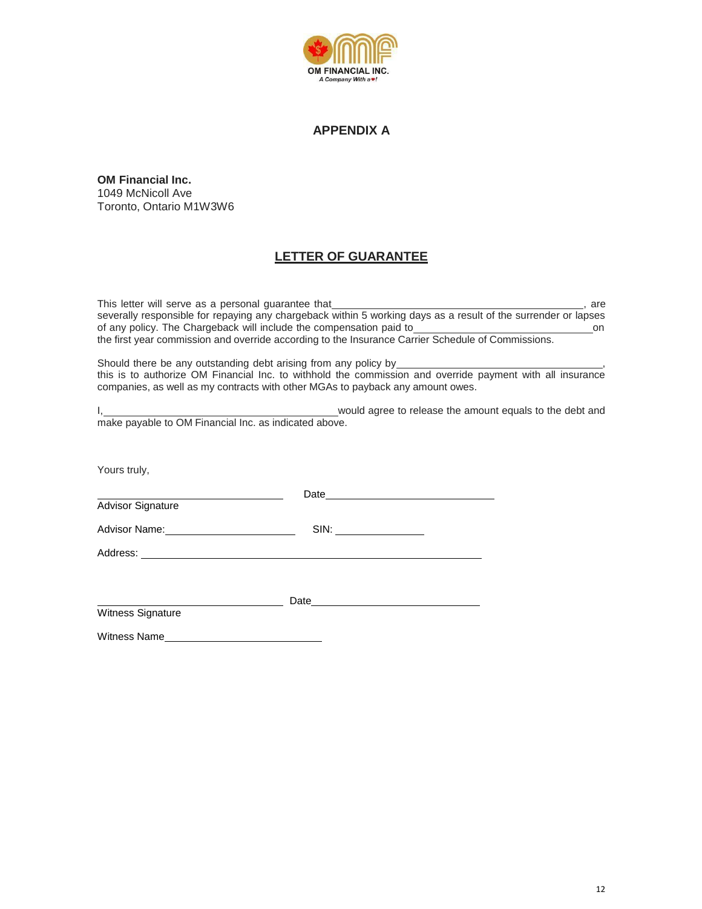OM FINANCIAL INC.

*A Company With a ♥!*

## APPENDIX A

**OM Financial Inc.**
1049 McNicoll Ave
Toronto, Ontario M1W3W6

## LETTER OF GUARANTEE

This letter will serve as a personal guarantee that\_\_\_\_\_\_\_\_\_\_\_\_\_\_\_\_\_\_\_\_\_\_\_\_\_\_\_\_\_\_\_\_\_\_\_\_\_\_\_\_, are severally responsible for repaying any chargeback within 5 working days as a result of the surrender or lapses of any policy. The Chargeback will include the compensation paid to\_\_\_\_\_\_\_\_\_\_\_\_\_\_\_\_\_\_\_\_\_\_\_\_\_\_\_\_\_\_on the first year commission and override according to the Insurance Carrier Schedule of Commissions.

Should there be any outstanding debt arising from any policy by\_\_\_\_\_\_\_\_\_\_\_\_\_\_\_\_\_\_\_\_\_\_\_\_\_\_\_\_\_\_\_\_\_\_\_\_, this is to authorize OM Financial Inc. to withhold the commission and override payment with all insurance companies, as well as my contracts with other MGAs to payback any amount owes.

I,\_\_\_\_\_\_\_\_\_\_\_\_\_\_\_\_\_\_\_\_\_\_\_\_\_\_\_\_\_\_\_\_\_\_\_\_\_\_\_\_would agree to release the amount equals to the debt and make payable to OM Financial Inc. as indicated above.

Yours truly,

\_\_\_\_\_\_\_\_\_\_\_\_\_\_\_\_\_\_\_\_\_\_\_\_\_\_\_\_\_\_ Date\_\_\_\_\_\_\_\_\_\_\_\_\_\_\_\_\_\_\_\_\_\_\_\_\_\_\_\_\_\_
Advisor Signature

Advisor Name:\_\_\_\_\_\_\_\_\_\_\_\_\_\_\_\_\_\_\_\_\_\_ SIN: \_\_\_\_\_\_\_\_\_\_\_\_\_\_\_

Address: \_\_\_\_\_\_\_\_\_\_\_\_\_\_\_\_\_\_\_\_\_\_\_\_\_\_\_\_\_\_\_\_\_\_\_\_\_\_\_\_\_\_\_\_\_\_\_\_\_\_\_\_\_\_\_\_

\_\_\_\_\_\_\_\_\_\_\_\_\_\_\_\_\_\_\_\_\_\_\_\_\_\_\_\_\_\_ Date\_\_\_\_\_\_\_\_\_\_\_\_\_\_\_\_\_\_\_\_\_\_\_\_\_\_\_\_\_\_
Witness Signature

Witness Name\_\_\_\_\_\_\_\_\_\_\_\_\_\_\_\_\_\_\_\_\_\_\_\_\_\_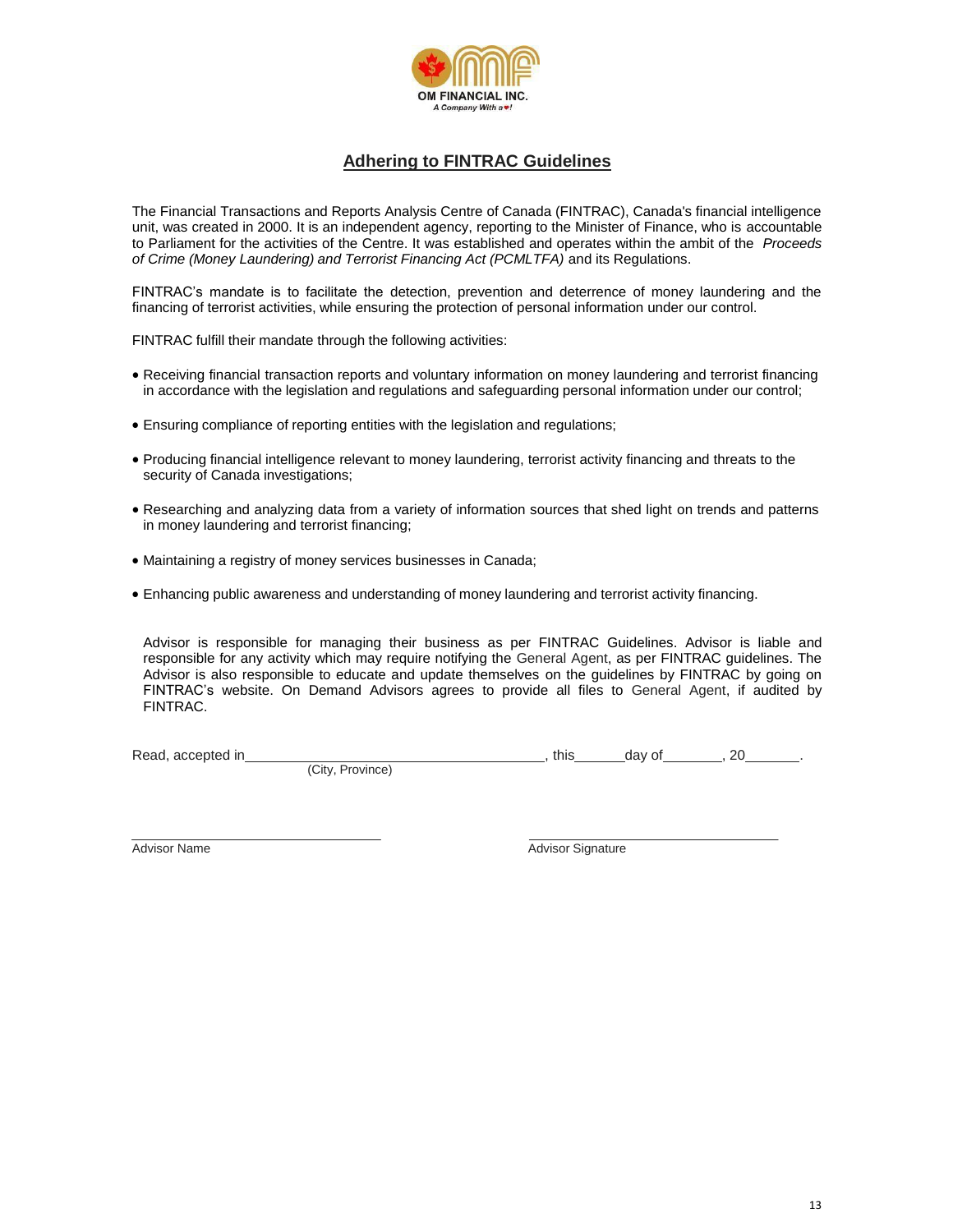OM FINANCIAL INC.
*A Company With a ♥!*

# Adhering to FINTRAC Guidelines

The Financial Transactions and Reports Analysis Centre of Canada (FINTRAC), Canada's financial intelligence unit, was created in 2000. It is an independent agency, reporting to the Minister of Finance, who is accountable to Parliament for the activities of the Centre. It was established and operates within the ambit of the *Proceeds of Crime (Money Laundering) and Terrorist Financing Act (PCMLTFA)* and its Regulations.

FINTRAC's mandate is to facilitate the detection, prevention and deterrence of money laundering and the financing of terrorist activities, while ensuring the protection of personal information under our control.

FINTRAC fulfill their mandate through the following activities:

- Receiving financial transaction reports and voluntary information on money laundering and terrorist financing in accordance with the legislation and regulations and safeguarding personal information under our control;
- Ensuring compliance of reporting entities with the legislation and regulations;
- Producing financial intelligence relevant to money laundering, terrorist activity financing and threats to the security of Canada investigations;
- Researching and analyzing data from a variety of information sources that shed light on trends and patterns in money laundering and terrorist financing;
- Maintaining a registry of money services businesses in Canada;
- Enhancing public awareness and understanding of money laundering and terrorist activity financing.

Advisor is responsible for managing their business as per FINTRAC Guidelines. Advisor is liable and responsible for any activity which may require notifying the General Agent, as per FINTRAC guidelines. The Advisor is also responsible to educate and update themselves on the guidelines by FINTRAC by going on FINTRAC's website. On Demand Advisors agrees to provide all files to General Agent, if audited by FINTRAC.

Read, accepted in______________________________________, this______day of________, 20_______.
(City, Province)

______________________________ ______________________________
Advisor Name Advisor Signature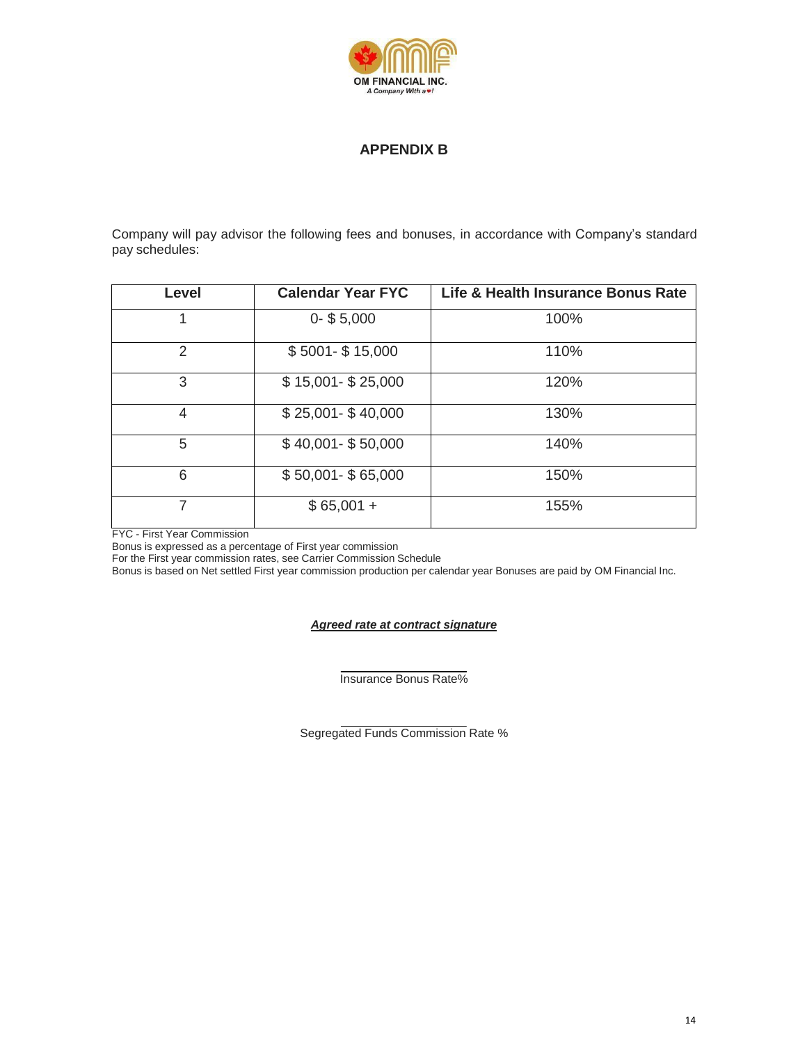OM FINANCIAL INC.
A Company With a ♥!

## APPENDIX B

Company will pay advisor the following fees and bonuses, in accordance with Company's standard pay schedules:

| Level | Calendar Year FYC | Life & Health Insurance Bonus Rate |
|---|---|---|
| 1 | 0- $ 5,000 | 100% |
| 2 | $ 5001- $ 15,000 | 110% |
| 3 | $ 15,001- $ 25,000 | 120% |
| 4 | $ 25,001- $ 40,000 | 130% |
| 5 | $ 40,001- $ 50,000 | 140% |
| 6 | $ 50,001- $ 65,000 | 150% |
| 7 | $ 65,001 + | 155% |

FYC - First Year Commission
Bonus is expressed as a percentage of First year commission
For the First year commission rates, see Carrier Commission Schedule
Bonus is based on Net settled First year commission production per calendar year Bonuses are paid by OM Financial Inc.

***Agreed rate at contract signature***

\_\_\_\_\_\_\_\_\_\_\_\_\_\_\_\_\_\_\_\_
Insurance Bonus Rate%

\_\_\_\_\_\_\_\_\_\_\_\_\_\_\_\_\_\_\_\_
Segregated Funds Commission Rate %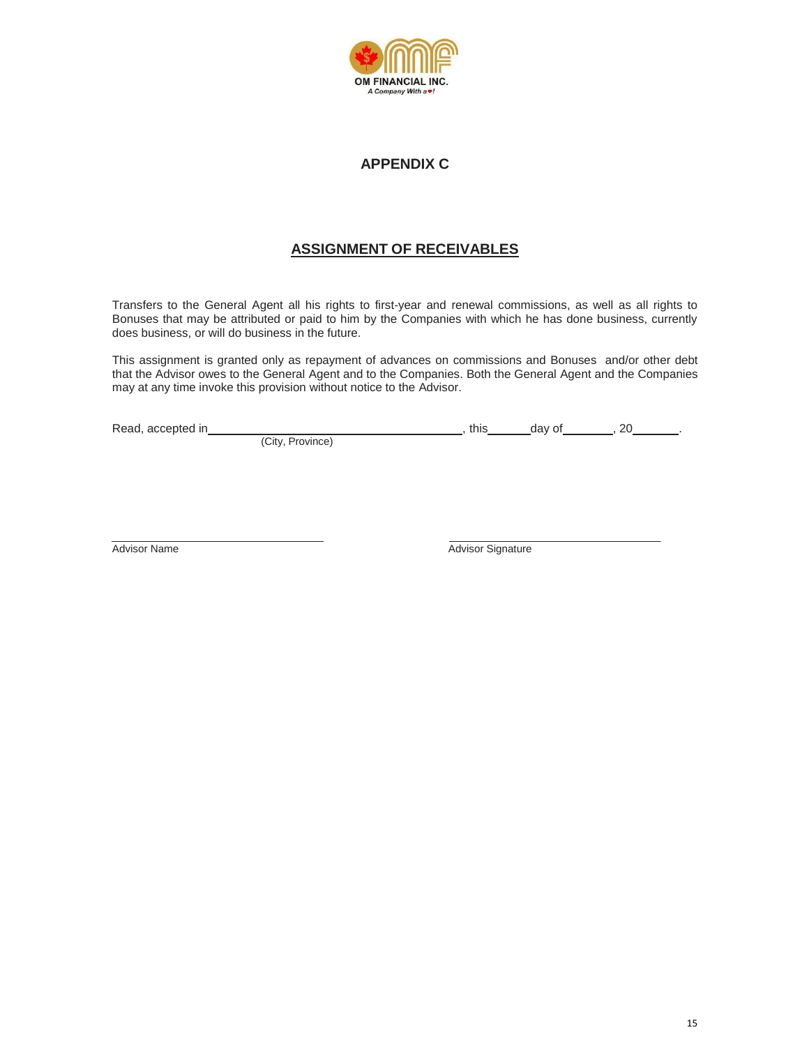OM FINANCIAL INC.
*A Company With a ♥!*

## APPENDIX C

## ASSIGNMENT OF RECEIVABLES

Transfers to the General Agent all his rights to first-year and renewal commissions, as well as all rights to Bonuses that may be attributed or paid to him by the Companies with which he has done business, currently does business, or will do business in the future.

This assignment is granted only as repayment of advances on commissions and Bonuses and/or other debt that the Advisor owes to the General Agent and to the Companies. Both the General Agent and the Companies may at any time invoke this provision without notice to the Advisor.

Read, accepted in ______________________________, this ______ day of ________, 20 _______.
(City, Province)

______________________________ ______________________________
Advisor Name Advisor Signature